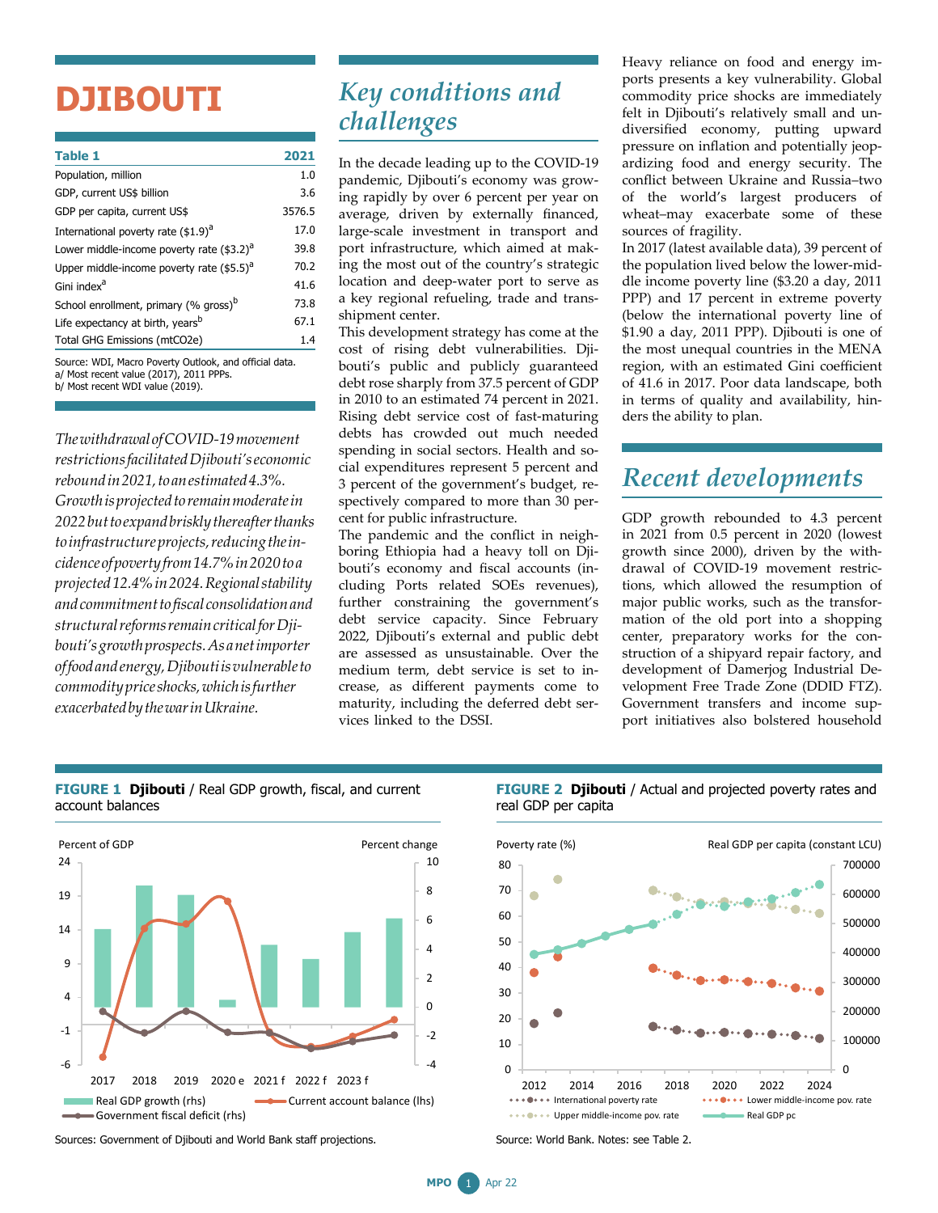# DJIBOUTI

| Table 1 | 2021 |
|---|---|
| Population, million | 1.0 |
| GDP, current US$ billion | 3.6 |
| GDP per capita, current US$ | 3576.5 |
| International poverty rate ($1.9)[a] | 17.0 |
| Lower middle-income poverty rate ($3.2)[a] | 39.8 |
| Upper middle-income poverty rate ($5.5)[a] | 70.2 |
| Gini index[a] | 41.6 |
| School enrollment, primary (% gross)[b] | 73.8 |
| Life expectancy at birth, years[b] | 67.1 |
| Total GHG Emissions (mtCO2e) | 1.4 |

Source: WDI, Macro Poverty Outlook, and official data.
a/ Most recent value (2017), 2011 PPPs.
b/ Most recent WDI value (2019).

*The withdrawal of COVID-19 movement restrictions facilitated Djibouti's economic rebound in 2021, to an estimated 4.3%. Growth is projected to remain moderate in 2022 but to expand briskly thereafter thanks to infrastructure projects, reducing the incidence of poverty from 14.7% in 2020 to a projected 12.4% in 2024. Regional stability and commitment to fiscal consolidation and structural reforms remain critical for Djibouti's growth prospects. As a net importer of food and energy, Djibouti is vulnerable to commodity price shocks, which is further exacerbated by the war in Ukraine.*

## Key conditions and challenges

In the decade leading up to the COVID-19 pandemic, Djibouti's economy was growing rapidly by over 6 percent per year on average, driven by externally financed, large-scale investment in transport and port infrastructure, which aimed at making the most out of the country's strategic location and deep-water port to serve as a key regional refueling, trade and transshipment center.

This development strategy has come at the cost of rising debt vulnerabilities. Djibouti's public and publicly guaranteed debt rose sharply from 37.5 percent of GDP in 2010 to an estimated 74 percent in 2021. Rising debt service cost of fast-maturing debts has crowded out much needed spending in social sectors. Health and social expenditures represent 5 percent and 3 percent of the government's budget, respectively compared to more than 30 percent for public infrastructure.

The pandemic and the conflict in neighboring Ethiopia had a heavy toll on Djibouti's economy and fiscal accounts (including Ports related SOEs revenues), further constraining the government's debt service capacity. Since February 2022, Djibouti's external and public debt are assessed as unsustainable. Over the medium term, debt service is set to increase, as different payments come to maturity, including the deferred debt services linked to the DSSI.

Heavy reliance on food and energy imports presents a key vulnerability. Global commodity price shocks are immediately felt in Djibouti's relatively small and undiversified economy, putting upward pressure on inflation and potentially jeopardizing food and energy security. The conflict between Ukraine and Russia–two of the world's largest producers of wheat–may exacerbate some of these sources of fragility.

In 2017 (latest available data), 39 percent of the population lived below the lower-middle income poverty line ($3.20 a day, 2011 PPP) and 17 percent in extreme poverty (below the international poverty line of $1.90 a day, 2011 PPP). Djibouti is one of the most unequal countries in the MENA region, with an estimated Gini coefficient of 41.6 in 2017. Poor data landscape, both in terms of quality and availability, hinders the ability to plan.

## Recent developments

GDP growth rebounded to 4.3 percent in 2021 from 0.5 percent in 2020 (lowest growth since 2000), driven by the withdrawal of COVID-19 movement restrictions, which allowed the resumption of major public works, such as the transformation of the old port into a shopping center, preparatory works for the construction of a shipyard repair factory, and development of Damerjog Industrial Development Free Trade Zone (DDID FTZ). Government transfers and income support initiatives also bolstered household

**FIGURE 1 Djibouti** / Real GDP growth, fiscal, and current account balances

Sources: Government of Djibouti and World Bank staff projections.

**FIGURE 2 Djibouti** / Actual and projected poverty rates and real GDP per capita

Source: World Bank. Notes: see Table 2.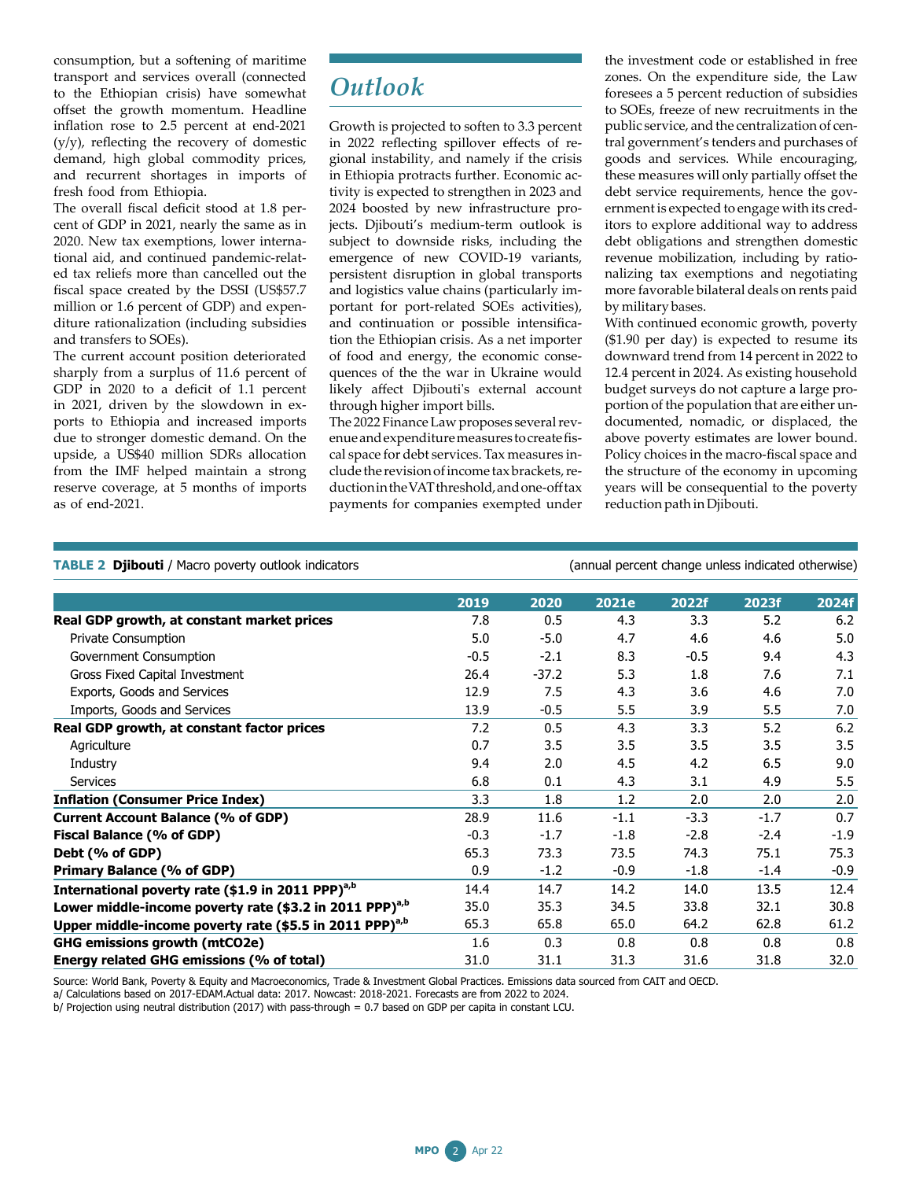consumption, but a softening of maritime transport and services overall (connected to the Ethiopian crisis) have somewhat offset the growth momentum. Headline inflation rose to 2.5 percent at end-2021 (y/y), reflecting the recovery of domestic demand, high global commodity prices, and recurrent shortages in imports of fresh food from Ethiopia.

The overall fiscal deficit stood at 1.8 percent of GDP in 2021, nearly the same as in 2020. New tax exemptions, lower international aid, and continued pandemic-related tax reliefs more than cancelled out the fiscal space created by the DSSI (US$57.7 million or 1.6 percent of GDP) and expenditure rationalization (including subsidies and transfers to SOEs).

The current account position deteriorated sharply from a surplus of 11.6 percent of GDP in 2020 to a deficit of 1.1 percent in 2021, driven by the slowdown in exports to Ethiopia and increased imports due to stronger domestic demand. On the upside, a US$40 million SDRs allocation from the IMF helped maintain a strong reserve coverage, at 5 months of imports as of end-2021.

## *Outlook*

Growth is projected to soften to 3.3 percent in 2022 reflecting spillover effects of regional instability, and namely if the crisis in Ethiopia protracts further. Economic activity is expected to strengthen in 2023 and 2024 boosted by new infrastructure projects. Djibouti's medium-term outlook is subject to downside risks, including the emergence of new COVID-19 variants, persistent disruption in global transports and logistics value chains (particularly important for port-related SOEs activities), and continuation or possible intensification the Ethiopian crisis. As a net importer of food and energy, the economic consequences of the the war in Ukraine would likely affect Djibouti's external account through higher import bills.

The 2022 Finance Law proposes several revenue and expenditure measures to create fiscal space for debt services. Tax measures include the revision of income tax brackets, reduction in the VAT threshold, and one-off tax payments for companies exempted under the investment code or established in free zones. On the expenditure side, the Law foresees a 5 percent reduction of subsidies to SOEs, freeze of new recruitments in the public service, and the centralization of central government's tenders and purchases of goods and services. While encouraging, these measures will only partially offset the debt service requirements, hence the government is expected to engage with its creditors to explore additional way to address debt obligations and strengthen domestic revenue mobilization, including by rationalizing tax exemptions and negotiating more favorable bilateral deals on rents paid by military bases.

With continued economic growth, poverty ($1.90 per day) is expected to resume its downward trend from 14 percent in 2022 to 12.4 percent in 2024. As existing household budget surveys do not capture a large proportion of the population that are either undocumented, nomadic, or displaced, the above poverty estimates are lower bound. Policy choices in the macro-fiscal space and the structure of the economy in upcoming years will be consequential to the poverty reduction path in Djibouti.

**TABLE 2 Djibouti** / Macro poverty outlook indicators (annual percent change unless indicated otherwise)

| | 2019 | 2020 | 2021e | 2022f | 2023f | 2024f |
|---|---|---|---|---|---|---|
| **Real GDP growth, at constant market prices** | 7.8 | 0.5 | 4.3 | 3.3 | 5.2 | 6.2 |
| Private Consumption | 5.0 | -5.0 | 4.7 | 4.6 | 4.6 | 5.0 |
| Government Consumption | -0.5 | -2.1 | 8.3 | -0.5 | 9.4 | 4.3 |
| Gross Fixed Capital Investment | 26.4 | -37.2 | 5.3 | 1.8 | 7.6 | 7.1 |
| Exports, Goods and Services | 12.9 | 7.5 | 4.3 | 3.6 | 4.6 | 7.0 |
| Imports, Goods and Services | 13.9 | -0.5 | 5.5 | 3.9 | 5.5 | 7.0 |
| **Real GDP growth, at constant factor prices** | 7.2 | 0.5 | 4.3 | 3.3 | 5.2 | 6.2 |
| Agriculture | 0.7 | 3.5 | 3.5 | 3.5 | 3.5 | 3.5 |
| Industry | 9.4 | 2.0 | 4.5 | 4.2 | 6.5 | 9.0 |
| Services | 6.8 | 0.1 | 4.3 | 3.1 | 4.9 | 5.5 |
| **Inflation (Consumer Price Index)** | 3.3 | 1.8 | 1.2 | 2.0 | 2.0 | 2.0 |
| **Current Account Balance (% of GDP)** | 28.9 | 11.6 | -1.1 | -3.3 | -1.7 | 0.7 |
| **Fiscal Balance (% of GDP)** | -0.3 | -1.7 | -1.8 | -2.8 | -2.4 | -1.9 |
| **Debt (% of GDP)** | 65.3 | 73.3 | 73.5 | 74.3 | 75.1 | 75.3 |
| **Primary Balance (% of GDP)** | 0.9 | -1.2 | -0.9 | -1.8 | -1.4 | -0.9 |
| **International poverty rate ($1.9 in 2011 PPP)[a,b]** | 14.4 | 14.7 | 14.2 | 14.0 | 13.5 | 12.4 |
| **Lower middle-income poverty rate ($3.2 in 2011 PPP)[a,b]** | 35.0 | 35.3 | 34.5 | 33.8 | 32.1 | 30.8 |
| **Upper middle-income poverty rate ($5.5 in 2011 PPP)[a,b]** | 65.3 | 65.8 | 65.0 | 64.2 | 62.8 | 61.2 |
| **GHG emissions growth (mtCO2e)** | 1.6 | 0.3 | 0.8 | 0.8 | 0.8 | 0.8 |
| **Energy related GHG emissions (% of total)** | 31.0 | 31.1 | 31.3 | 31.6 | 31.8 | 32.0 |

Source: World Bank, Poverty & Equity and Macroeconomics, Trade & Investment Global Practices. Emissions data sourced from CAIT and OECD.
a/ Calculations based on 2017-EDAM.Actual data: 2017. Nowcast: 2018-2021. Forecasts are from 2022 to 2024.
b/ Projection using neutral distribution (2017) with pass-through = 0.7 based on GDP per capita in constant LCU.